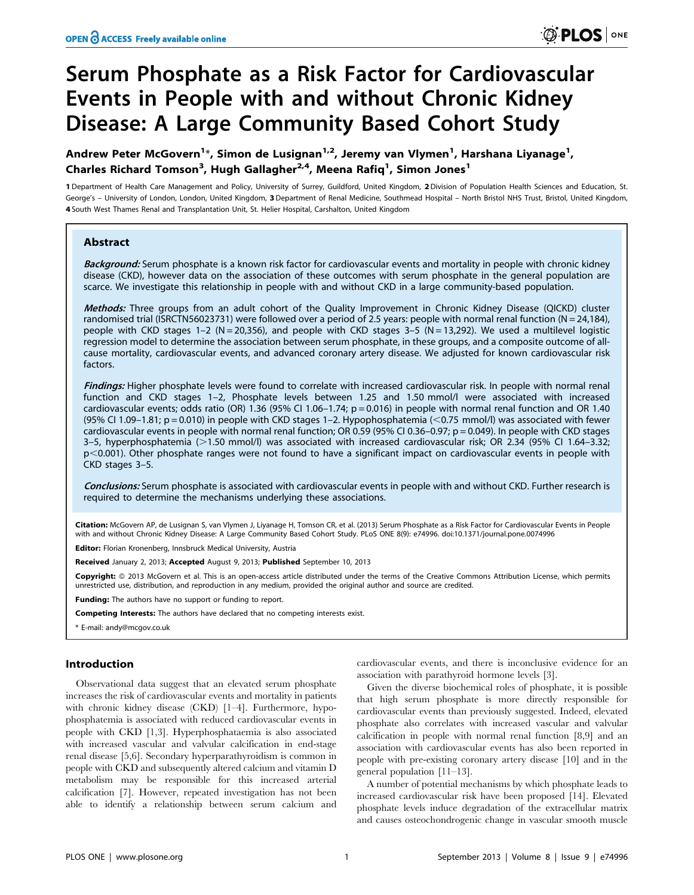# Serum Phosphate as a Risk Factor for Cardiovascular Events in People with and without Chronic Kidney Disease: A Large Community Based Cohort Study

**Andrew Peter McGovern[1]*, Simon de Lusignan[1,2], Jeremy van Vlymen[1], Harshana Liyanage[1], Charles Richard Tomson[3], Hugh Gallagher[2,4], Meena Rafiq[1], Simon Jones[1]**

1 Department of Health Care Management and Policy, University of Surrey, Guildford, United Kingdom, 2 Division of Population Health Sciences and Education, St. George's – University of London, London, United Kingdom, 3 Department of Renal Medicine, Southmead Hospital – North Bristol NHS Trust, Bristol, United Kingdom, 4 South West Thames Renal and Transplantation Unit, St. Helier Hospital, Carshalton, United Kingdom

## Abstract

***Background:*** Serum phosphate is a known risk factor for cardiovascular events and mortality in people with chronic kidney disease (CKD), however data on the association of these outcomes with serum phosphate in the general population are scarce. We investigate this relationship in people with and without CKD in a large community-based population.

***Methods:*** Three groups from an adult cohort of the Quality Improvement in Chronic Kidney Disease (QICKD) cluster randomised trial (ISRCTN56023731) were followed over a period of 2.5 years: people with normal renal function (N = 24,184), people with CKD stages 1–2 (N = 20,356), and people with CKD stages 3–5 (N = 13,292). We used a multilevel logistic regression model to determine the association between serum phosphate, in these groups, and a composite outcome of all-cause mortality, cardiovascular events, and advanced coronary artery disease. We adjusted for known cardiovascular risk factors.

***Findings:*** Higher phosphate levels were found to correlate with increased cardiovascular risk. In people with normal renal function and CKD stages 1–2, Phosphate levels between 1.25 and 1.50 mmol/l were associated with increased cardiovascular events; odds ratio (OR) 1.36 (95% CI 1.06–1.74; p = 0.016) in people with normal renal function and OR 1.40 (95% CI 1.09–1.81; p = 0.010) in people with CKD stages 1–2. Hypophosphatemia (<0.75 mmol/l) was associated with fewer cardiovascular events in people with normal renal function; OR 0.59 (95% CI 0.36–0.97; p = 0.049). In people with CKD stages 3–5, hyperphosphatemia (>1.50 mmol/l) was associated with increased cardiovascular risk; OR 2.34 (95% CI 1.64–3.32; p<0.001). Other phosphate ranges were not found to have a significant impact on cardiovascular events in people with CKD stages 3–5.

***Conclusions:*** Serum phosphate is associated with cardiovascular events in people with and without CKD. Further research is required to determine the mechanisms underlying these associations.

**Citation:** McGovern AP, de Lusignan S, van Vlymen J, Liyanage H, Tomson CR, et al. (2013) Serum Phosphate as a Risk Factor for Cardiovascular Events in People with and without Chronic Kidney Disease: A Large Community Based Cohort Study. PLoS ONE 8(9): e74996. doi:10.1371/journal.pone.0074996

**Editor:** Florian Kronenberg, Innsbruck Medical University, Austria

**Received** January 2, 2013; **Accepted** August 9, 2013; **Published** September 10, 2013

**Copyright:** © 2013 McGovern et al. This is an open-access article distributed under the terms of the Creative Commons Attribution License, which permits unrestricted use, distribution, and reproduction in any medium, provided the original author and source are credited.

**Funding:** The authors have no support or funding to report.

**Competing Interests:** The authors have declared that no competing interests exist.

* E-mail: andy@mcgov.co.uk

## Introduction

Observational data suggest that an elevated serum phosphate increases the risk of cardiovascular events and mortality in patients with chronic kidney disease (CKD) [1–4]. Furthermore, hypophosphatemia is associated with reduced cardiovascular events in people with CKD [1,3]. Hyperphosphataemia is also associated with increased vascular and valvular calcification in end-stage renal disease [5,6]. Secondary hyperparathyroidism is common in people with CKD and subsequently altered calcium and vitamin D metabolism may be responsible for this increased arterial calcification [7]. However, repeated investigation has not been able to identify a relationship between serum calcium and cardiovascular events, and there is inconclusive evidence for an association with parathyroid hormone levels [3].

Given the diverse biochemical roles of phosphate, it is possible that high serum phosphate is more directly responsible for cardiovascular events than previously suggested. Indeed, elevated phosphate also correlates with increased vascular and valvular calcification in people with normal renal function [8,9] and an association with cardiovascular events has also been reported in people with pre-existing coronary artery disease [10] and in the general population [11–13].

A number of potential mechanisms by which phosphate leads to increased cardiovascular risk have been proposed [14]. Elevated phosphate levels induce degradation of the extracellular matrix and causes osteochondrogenic change in vascular smooth muscle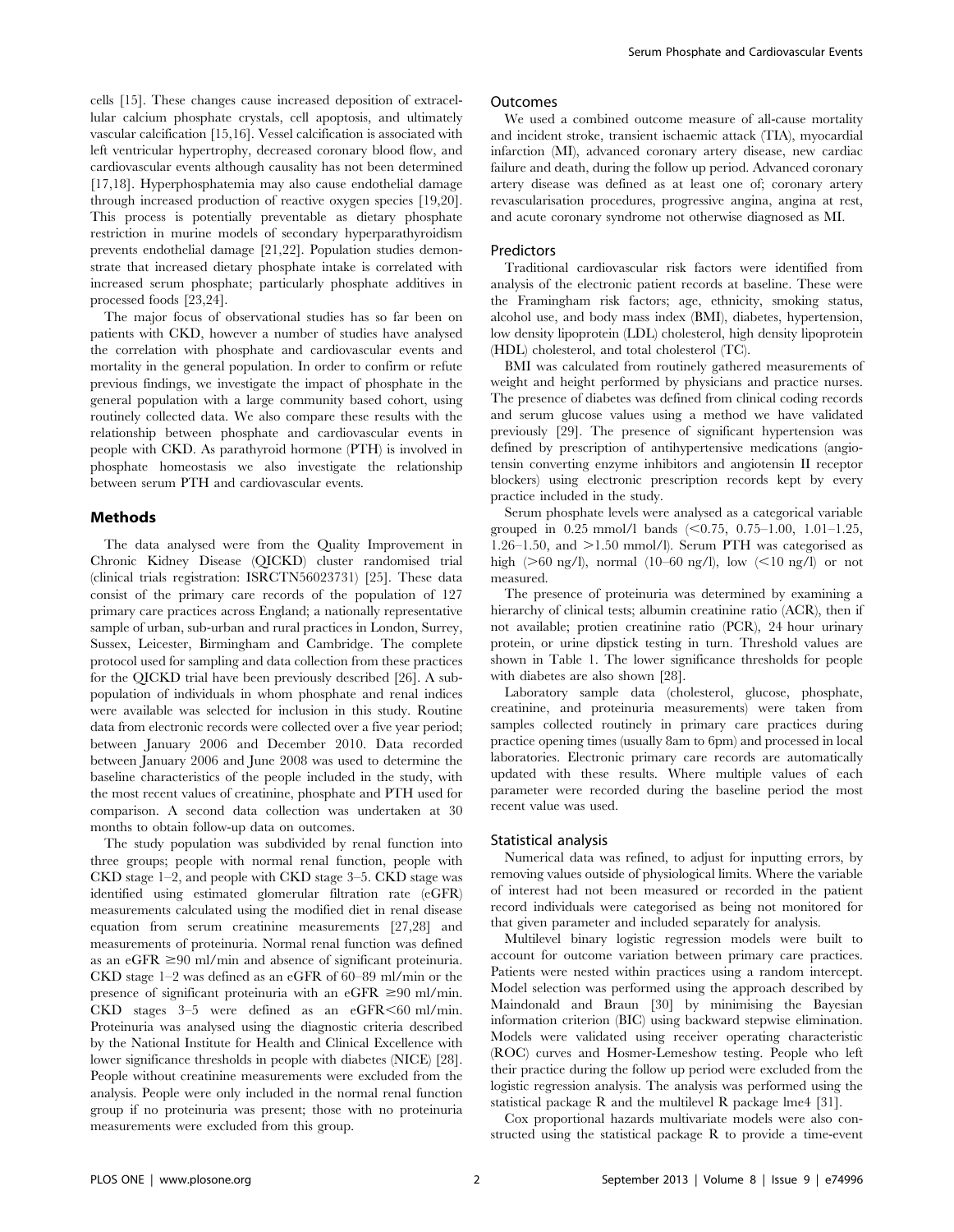cells [15]. These changes cause increased deposition of extracellular calcium phosphate crystals, cell apoptosis, and ultimately vascular calcification [15,16]. Vessel calcification is associated with left ventricular hypertrophy, decreased coronary blood flow, and cardiovascular events although causality has not been determined [17,18]. Hyperphosphatemia may also cause endothelial damage through increased production of reactive oxygen species [19,20]. This process is potentially preventable as dietary phosphate restriction in murine models of secondary hyperparathyroidism prevents endothelial damage [21,22]. Population studies demonstrate that increased dietary phosphate intake is correlated with increased serum phosphate; particularly phosphate additives in processed foods [23,24].

The major focus of observational studies has so far been on patients with CKD, however a number of studies have analysed the correlation with phosphate and cardiovascular events and mortality in the general population. In order to confirm or refute previous findings, we investigate the impact of phosphate in the general population with a large community based cohort, using routinely collected data. We also compare these results with the relationship between phosphate and cardiovascular events in people with CKD. As parathyroid hormone (PTH) is involved in phosphate homeostasis we also investigate the relationship between serum PTH and cardiovascular events.

## Methods

The data analysed were from the Quality Improvement in Chronic Kidney Disease (QICKD) cluster randomised trial (clinical trials registration: ISRCTN56023731) [25]. These data consist of the primary care records of the population of 127 primary care practices across England; a nationally representative sample of urban, sub-urban and rural practices in London, Surrey, Sussex, Leicester, Birmingham and Cambridge. The complete protocol used for sampling and data collection from these practices for the QICKD trial have been previously described [26]. A sub-population of individuals in whom phosphate and renal indices were available was selected for inclusion in this study. Routine data from electronic records were collected over a five year period; between January 2006 and December 2010. Data recorded between January 2006 and June 2008 was used to determine the baseline characteristics of the people included in the study, with the most recent values of creatinine, phosphate and PTH used for comparison. A second data collection was undertaken at 30 months to obtain follow-up data on outcomes.

The study population was subdivided by renal function into three groups; people with normal renal function, people with CKD stage 1–2, and people with CKD stage 3–5. CKD stage was identified using estimated glomerular filtration rate (eGFR) measurements calculated using the modified diet in renal disease equation from serum creatinine measurements [27,28] and measurements of proteinuria. Normal renal function was defined as an eGFR ≥90 ml/min and absence of significant proteinuria. CKD stage 1–2 was defined as an eGFR of 60–89 ml/min or the presence of significant proteinuria with an eGFR ≥90 ml/min. CKD stages 3–5 were defined as an eGFR<60 ml/min. Proteinuria was analysed using the diagnostic criteria described by the National Institute for Health and Clinical Excellence with lower significance thresholds in people with diabetes (NICE) [28]. People without creatinine measurements were excluded from the analysis. People were only included in the normal renal function group if no proteinuria was present; those with no proteinuria measurements were excluded from this group.

### Outcomes

We used a combined outcome measure of all-cause mortality and incident stroke, transient ischaemic attack (TIA), myocardial infarction (MI), advanced coronary artery disease, new cardiac failure and death, during the follow up period. Advanced coronary artery disease was defined as at least one of; coronary artery revascularisation procedures, progressive angina, angina at rest, and acute coronary syndrome not otherwise diagnosed as MI.

### Predictors

Traditional cardiovascular risk factors were identified from analysis of the electronic patient records at baseline. These were the Framingham risk factors; age, ethnicity, smoking status, alcohol use, and body mass index (BMI), diabetes, hypertension, low density lipoprotein (LDL) cholesterol, high density lipoprotein (HDL) cholesterol, and total cholesterol (TC).

BMI was calculated from routinely gathered measurements of weight and height performed by physicians and practice nurses. The presence of diabetes was defined from clinical coding records and serum glucose values using a method we have validated previously [29]. The presence of significant hypertension was defined by prescription of antihypertensive medications (angiotensin converting enzyme inhibitors and angiotensin II receptor blockers) using electronic prescription records kept by every practice included in the study.

Serum phosphate levels were analysed as a categorical variable grouped in 0.25 mmol/l bands (<0.75, 0.75–1.00, 1.01–1.25, 1.26–1.50, and >1.50 mmol/l). Serum PTH was categorised as high (>60 ng/l), normal (10–60 ng/l), low (<10 ng/l) or not measured.

The presence of proteinuria was determined by examining a hierarchy of clinical tests; albumin creatinine ratio (ACR), then if not available; protien creatinine ratio (PCR), 24 hour urinary protein, or urine dipstick testing in turn. Threshold values are shown in Table 1. The lower significance thresholds for people with diabetes are also shown [28].

Laboratory sample data (cholesterol, glucose, phosphate, creatinine, and proteinuria measurements) were taken from samples collected routinely in primary care practices during practice opening times (usually 8am to 6pm) and processed in local laboratories. Electronic primary care records are automatically updated with these results. Where multiple values of each parameter were recorded during the baseline period the most recent value was used.

### Statistical analysis

Numerical data was refined, to adjust for inputting errors, by removing values outside of physiological limits. Where the variable of interest had not been measured or recorded in the patient record individuals were categorised as being not monitored for that given parameter and included separately for analysis.

Multilevel binary logistic regression models were built to account for outcome variation between primary care practices. Patients were nested within practices using a random intercept. Model selection was performed using the approach described by Maindonald and Braun [30] by minimising the Bayesian information criterion (BIC) using backward stepwise elimination. Models were validated using receiver operating characteristic (ROC) curves and Hosmer-Lemeshow testing. People who left their practice during the follow up period were excluded from the logistic regression analysis. The analysis was performed using the statistical package R and the multilevel R package lme4 [31].

Cox proportional hazards multivariate models were also constructed using the statistical package R to provide a time-event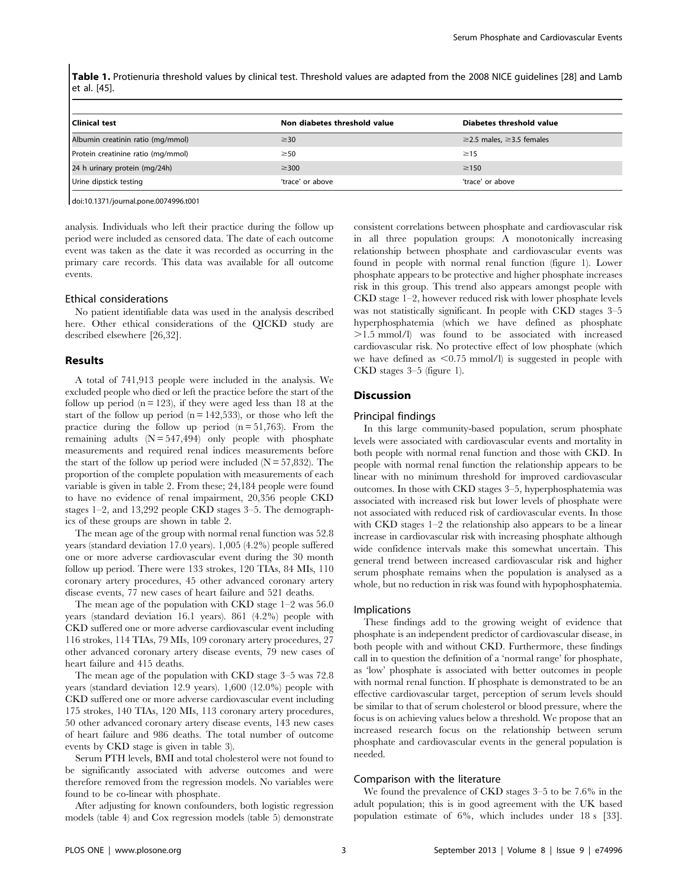**Table 1.** Protienuria threshold values by clinical test. Threshold values are adapted from the 2008 NICE guidelines [28] and Lamb et al. [45].

| Clinical test | Non diabetes threshold value | Diabetes threshold value |
|---|---|---|
| Albumin creatinin ratio (mg/mmol) | ≥30 | ≥2.5 males, ≥3.5 females |
| Protein creatinine ratio (mg/mmol) | ≥50 | ≥15 |
| 24 h urinary protein (mg/24h) | ≥300 | ≥150 |
| Urine dipstick testing | 'trace' or above | 'trace' or above |

doi:10.1371/journal.pone.0074996.t001

analysis. Individuals who left their practice during the follow up period were included as censored data. The date of each outcome event was taken as the date it was recorded as occurring in the primary care records. This data was available for all outcome events.

### Ethical considerations

No patient identifiable data was used in the analysis described here. Other ethical considerations of the QICKD study are described elsewhere [26,32].

## Results

A total of 741,913 people were included in the analysis. We excluded people who died or left the practice before the start of the follow up period (n = 123), if they were aged less than 18 at the start of the follow up period (n = 142,533), or those who left the practice during the follow up period (n = 51,763). From the remaining adults (N = 547,494) only people with phosphate measurements and required renal indices measurements before the start of the follow up period were included (N = 57,832). The proportion of the complete population with measurements of each variable is given in table 2. From these; 24,184 people were found to have no evidence of renal impairment, 20,356 people CKD stages 1–2, and 13,292 people CKD stages 3–5. The demographics of these groups are shown in table 2.

The mean age of the group with normal renal function was 52.8 years (standard deviation 17.0 years). 1,005 (4.2%) people suffered one or more adverse cardiovascular event during the 30 month follow up period. There were 133 strokes, 120 TIAs, 84 MIs, 110 coronary artery procedures, 45 other advanced coronary artery disease events, 77 new cases of heart failure and 521 deaths.

The mean age of the population with CKD stage 1–2 was 56.0 years (standard deviation 16.1 years). 861 (4.2%) people with CKD suffered one or more adverse cardiovascular event including 116 strokes, 114 TIAs, 79 MIs, 109 coronary artery procedures, 27 other advanced coronary artery disease events, 79 new cases of heart failure and 415 deaths.

The mean age of the population with CKD stage 3–5 was 72.8 years (standard deviation 12.9 years). 1,600 (12.0%) people with CKD suffered one or more adverse cardiovascular event including 175 strokes, 140 TIAs, 120 MIs, 113 coronary artery procedures, 50 other advanced coronary artery disease events, 143 new cases of heart failure and 986 deaths. The total number of outcome events by CKD stage is given in table 3).

Serum PTH levels, BMI and total cholesterol were not found to be significantly associated with adverse outcomes and were therefore removed from the regression models. No variables were found to be co-linear with phosphate.

After adjusting for known confounders, both logistic regression models (table 4) and Cox regression models (table 5) demonstrate consistent correlations between phosphate and cardiovascular risk in all three population groups: A monotonically increasing relationship between phosphate and cardiovascular events was found in people with normal renal function (figure 1). Lower phosphate appears to be protective and higher phosphate increases risk in this group. This trend also appears amongst people with CKD stage 1–2, however reduced risk with lower phosphate levels was not statistically significant. In people with CKD stages 3–5 hyperphosphatemia (which we have defined as phosphate >1.5 mmol/l) was found to be associated with increased cardiovascular risk. No protective effect of low phosphate (which we have defined as <0.75 mmol/l) is suggested in people with CKD stages 3–5 (figure 1).

## Discussion

### Principal findings

In this large community-based population, serum phosphate levels were associated with cardiovascular events and mortality in both people with normal renal function and those with CKD. In people with normal renal function the relationship appears to be linear with no minimum threshold for improved cardiovascular outcomes. In those with CKD stages 3–5, hyperphosphatemia was associated with increased risk but lower levels of phosphate were not associated with reduced risk of cardiovascular events. In those with CKD stages 1–2 the relationship also appears to be a linear increase in cardiovascular risk with increasing phosphate although wide confidence intervals make this somewhat uncertain. This general trend between increased cardiovascular risk and higher serum phosphate remains when the population is analysed as a whole, but no reduction in risk was found with hypophosphatemia.

### Implications

These findings add to the growing weight of evidence that phosphate is an independent predictor of cardiovascular disease, in both people with and without CKD. Furthermore, these findings call in to question the definition of a 'normal range' for phosphate, as 'low' phosphate is associated with better outcomes in people with normal renal function. If phosphate is demonstrated to be an effective cardiovascular target, perception of serum levels should be similar to that of serum cholesterol or blood pressure, where the focus is on achieving values below a threshold. We propose that an increased research focus on the relationship between serum phosphate and cardiovascular events in the general population is needed.

### Comparison with the literature

We found the prevalence of CKD stages 3–5 to be 7.6% in the adult population; this is in good agreement with the UK based population estimate of 6%, which includes under 18 s [33].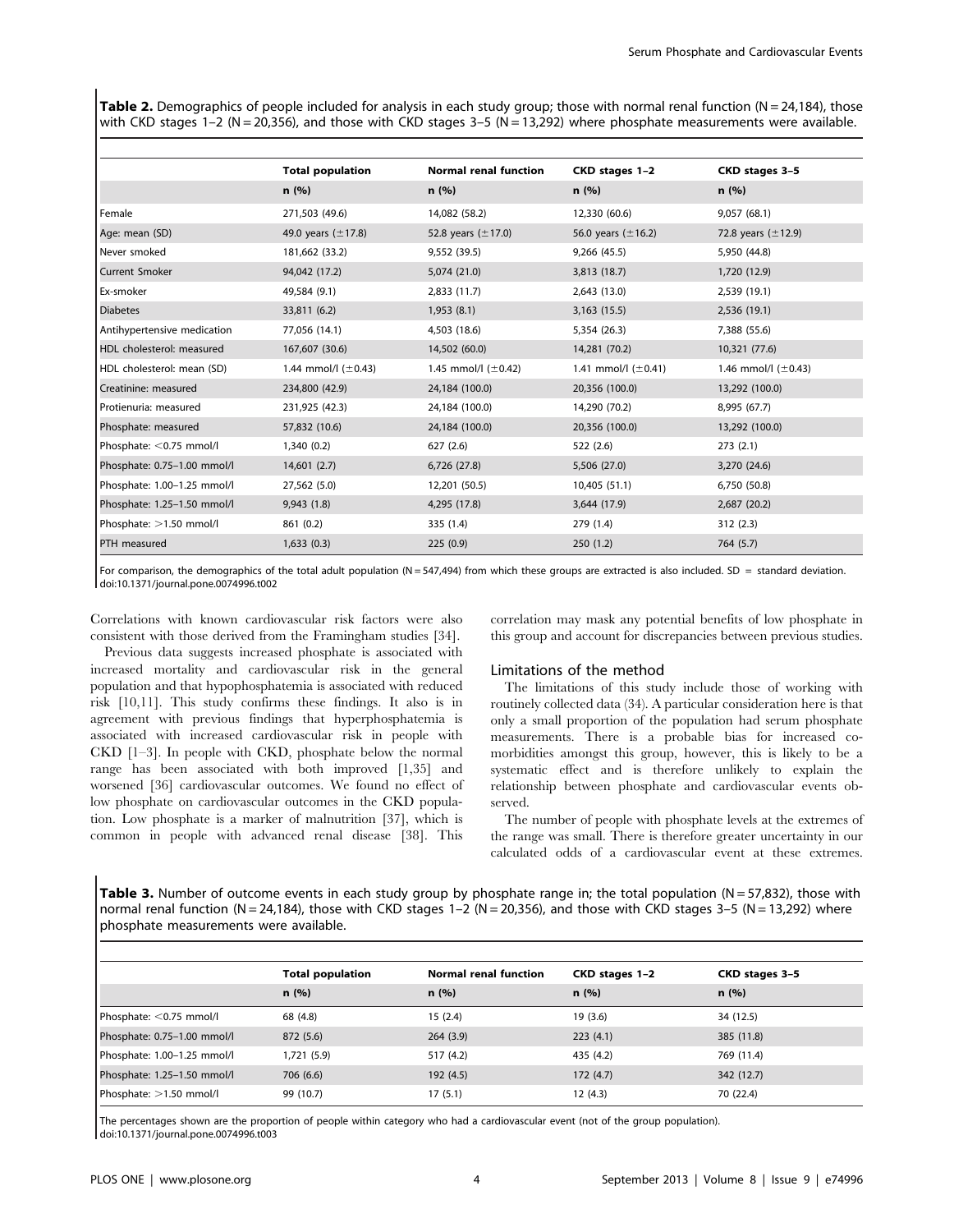**Table 2.** Demographics of people included for analysis in each study group; those with normal renal function (N = 24,184), those with CKD stages 1–2 (N = 20,356), and those with CKD stages 3–5 (N = 13,292) where phosphate measurements were available.

| | Total population | Normal renal function | CKD stages 1–2 | CKD stages 3–5 |
|---|---|---|---|---|
| | n (%) | n (%) | n (%) | n (%) |
| Female | 271,503 (49.6) | 14,082 (58.2) | 12,330 (60.6) | 9,057 (68.1) |
| Age: mean (SD) | 49.0 years (±17.8) | 52.8 years (±17.0) | 56.0 years (±16.2) | 72.8 years (±12.9) |
| Never smoked | 181,662 (33.2) | 9,552 (39.5) | 9,266 (45.5) | 5,950 (44.8) |
| Current Smoker | 94,042 (17.2) | 5,074 (21.0) | 3,813 (18.7) | 1,720 (12.9) |
| Ex-smoker | 49,584 (9.1) | 2,833 (11.7) | 2,643 (13.0) | 2,539 (19.1) |
| Diabetes | 33,811 (6.2) | 1,953 (8.1) | 3,163 (15.5) | 2,536 (19.1) |
| Antihypertensive medication | 77,056 (14.1) | 4,503 (18.6) | 5,354 (26.3) | 7,388 (55.6) |
| HDL cholesterol: measured | 167,607 (30.6) | 14,502 (60.0) | 14,281 (70.2) | 10,321 (77.6) |
| HDL cholesterol: mean (SD) | 1.44 mmol/l (±0.43) | 1.45 mmol/l (±0.42) | 1.41 mmol/l (±0.41) | 1.46 mmol/l (±0.43) |
| Creatinine: measured | 234,800 (42.9) | 24,184 (100.0) | 20,356 (100.0) | 13,292 (100.0) |
| Protienuria: measured | 231,925 (42.3) | 24,184 (100.0) | 14,290 (70.2) | 8,995 (67.7) |
| Phosphate: measured | 57,832 (10.6) | 24,184 (100.0) | 20,356 (100.0) | 13,292 (100.0) |
| Phosphate: <0.75 mmol/l | 1,340 (0.2) | 627 (2.6) | 522 (2.6) | 273 (2.1) |
| Phosphate: 0.75–1.00 mmol/l | 14,601 (2.7) | 6,726 (27.8) | 5,506 (27.0) | 3,270 (24.6) |
| Phosphate: 1.00–1.25 mmol/l | 27,562 (5.0) | 12,201 (50.5) | 10,405 (51.1) | 6,750 (50.8) |
| Phosphate: 1.25–1.50 mmol/l | 9,943 (1.8) | 4,295 (17.8) | 3,644 (17.9) | 2,687 (20.2) |
| Phosphate: >1.50 mmol/l | 861 (0.2) | 335 (1.4) | 279 (1.4) | 312 (2.3) |
| PTH measured | 1,633 (0.3) | 225 (0.9) | 250 (1.2) | 764 (5.7) |

For comparison, the demographics of the total adult population (N = 547,494) from which these groups are extracted is also included. SD = standard deviation.
doi:10.1371/journal.pone.0074996.t002

Correlations with known cardiovascular risk factors were also consistent with those derived from the Framingham studies [34].

Previous data suggests increased phosphate is associated with increased mortality and cardiovascular risk in the general population and that hypophosphatemia is associated with reduced risk [10,11]. This study confirms these findings. It also is in agreement with previous findings that hyperphosphatemia is associated with increased cardiovascular risk in people with CKD [1–3]. In people with CKD, phosphate below the normal range has been associated with both improved [1,35] and worsened [36] cardiovascular outcomes. We found no effect of low phosphate on cardiovascular outcomes in the CKD population. Low phosphate is a marker of malnutrition [37], which is common in people with advanced renal disease [38]. This correlation may mask any potential benefits of low phosphate in this group and account for discrepancies between previous studies.

### Limitations of the method

The limitations of this study include those of working with routinely collected data (34). A particular consideration here is that only a small proportion of the population had serum phosphate measurements. There is a probable bias for increased co-morbidities amongst this group, however, this is likely to be a systematic effect and is therefore unlikely to explain the relationship between phosphate and cardiovascular events observed.

The number of people with phosphate levels at the extremes of the range was small. There is therefore greater uncertainty in our calculated odds of a cardiovascular event at these extremes.

**Table 3.** Number of outcome events in each study group by phosphate range in; the total population (N = 57,832), those with normal renal function (N = 24,184), those with CKD stages 1–2 (N = 20,356), and those with CKD stages 3–5 (N = 13,292) where phosphate measurements were available.

| | Total population | Normal renal function | CKD stages 1–2 | CKD stages 3–5 |
|---|---|---|---|---|
| | n (%) | n (%) | n (%) | n (%) |
| Phosphate: <0.75 mmol/l | 68 (4.8) | 15 (2.4) | 19 (3.6) | 34 (12.5) |
| Phosphate: 0.75–1.00 mmol/l | 872 (5.6) | 264 (3.9) | 223 (4.1) | 385 (11.8) |
| Phosphate: 1.00–1.25 mmol/l | 1,721 (5.9) | 517 (4.2) | 435 (4.2) | 769 (11.4) |
| Phosphate: 1.25–1.50 mmol/l | 706 (6.6) | 192 (4.5) | 172 (4.7) | 342 (12.7) |
| Phosphate: >1.50 mmol/l | 99 (10.7) | 17 (5.1) | 12 (4.3) | 70 (22.4) |

The percentages shown are the proportion of people within category who had a cardiovascular event (not of the group population).
doi:10.1371/journal.pone.0074996.t003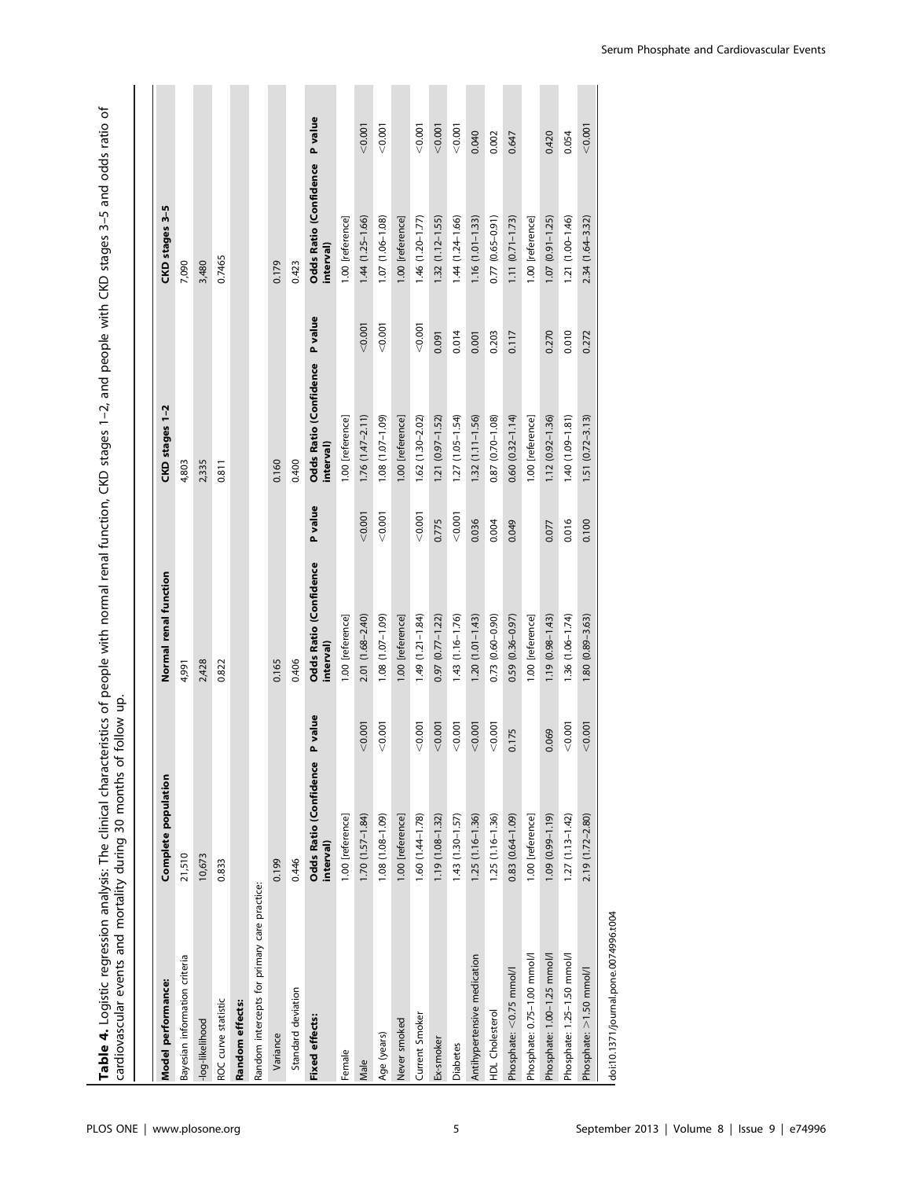**Table 4.** Logistic regression analysis: The clinical characteristics of people with normal renal function, CKD stages 1–2, and people with CKD stages 3–5 and odds ratio of cardiovascular events and mortality during 30 months of follow up.

| Model performance: | Complete population | | Normal renal function | | CKD stages 1–2 | | CKD stages 3–5 | |
|---|---|---|---|---|---|---|---|---|
| Bayesian information criteria | 21,510 | | 4,991 | | 4,803 | | 7,090 | |
| -log-likelihood | 10,673 | | 2,428 | | 2,335 | | 3,480 | |
| ROC curve statistic | 0.833 | | 0.822 | | 0.811 | | 0.7465 | |
| **Random effects:** | | | | | | | | |
| Random intercepts for primary care practice: | | | | | | | | |
| Variance | 0.199 | | 0.165 | | 0.160 | | 0.179 | |
| Standard deviation | 0.446 | | 0.406 | | 0.400 | | 0.423 | |
| **Fixed effects:** | **Odds Ratio (Confidence interval)** | **P value** | **Odds Ratio (Confidence interval)** | **P value** | **Odds Ratio (Confidence interval)** | **P value** | **Odds Ratio (Confidence interval)** | **P value** |
| Female | 1.00 [reference] | | 1.00 [reference] | | 1.00 [reference] | | 1.00 [reference] | |
| Male | 1.70 (1.57–1.84) | <0.001 | 2.01 (1.68–2.40) | <0.001 | 1.76 (1.47–2.11) | <0.001 | 1.44 (1.25–1.66) | <0.001 |
| Age (years) | 1.08 (1.08–1.09) | <0.001 | 1.08 (1.07–1.09) | <0.001 | 1.08 (1.07–1.09) | <0.001 | 1.07 (1.06–1.08) | <0.001 |
| Never smoked | 1.00 [reference] | | 1.00 [reference] | | 1.00 [reference] | | 1.00 [reference] | |
| Current Smoker | 1.60 (1.44–1.78) | <0.001 | 1.49 (1.21–1.84) | <0.001 | 1.62 (1.30–2.02) | <0.001 | 1.46 (1.20–1.77) | <0.001 |
| Ex-smoker | 1.19 (1.08–1.32) | <0.001 | 0.97 (0.77–1.22) | 0.775 | 1.21 (0.97–1.52) | 0.091 | 1.32 (1.12–1.55) | <0.001 |
| Diabetes | 1.43 (1.30–1.57) | <0.001 | 1.43 (1.16–1.76) | <0.001 | 1.27 (1.05–1.54) | 0.014 | 1.44 (1.24–1.66) | <0.001 |
| Antihypertensive medication | 1.25 (1.16–1.36) | <0.001 | 1.20 (1.01–1.43) | 0.036 | 1.32 (1.11–1.56) | 0.001 | 1.16 (1.01–1.33) | 0.040 |
| HDL Cholesterol | 1.25 (1.16–1.36) | <0.001 | 0.73 (0.60–0.90) | 0.004 | 0.87 (0.70–1.08) | 0.203 | 0.77 (0.65–0.91) | 0.002 |
| Phosphate: <0.75 mmol/l | 0.83 (0.64–1.09) | 0.175 | 0.59 (0.36–0.97) | 0.049 | 0.60 (0.32–1.14) | 0.117 | 1.11 (0.71–1.73) | 0.647 |
| Phosphate: 0.75–1.00 mmol/l | 1.00 [reference] | | 1.00 [reference] | | 1.00 [reference] | | 1.00 [reference] | |
| Phosphate: 1.00–1.25 mmol/l | 1.09 (0.99–1.19) | 0.069 | 1.19 (0.98–1.43) | 0.077 | 1.12 (0.92–1.36) | 0.270 | 1.07 (0.91–1.25) | 0.420 |
| Phosphate: 1.25–1.50 mmol/l | 1.27 (1.13–1.42) | <0.001 | 1.36 (1.06–1.74) | 0.016 | 1.40 (1.09–1.81) | 0.010 | 1.21 (1.00–1.46) | 0.054 |
| Phosphate: >1.50 mmol/l | 2.19 (1.72–2.80) | <0.001 | 1.80 (0.89–3.63) | 0.100 | 1.51 (0.72–3.13) | 0.272 | 2.34 (1.64–3.32) | <0.001 |

doi:10.1371/journal.pone.0074996.t004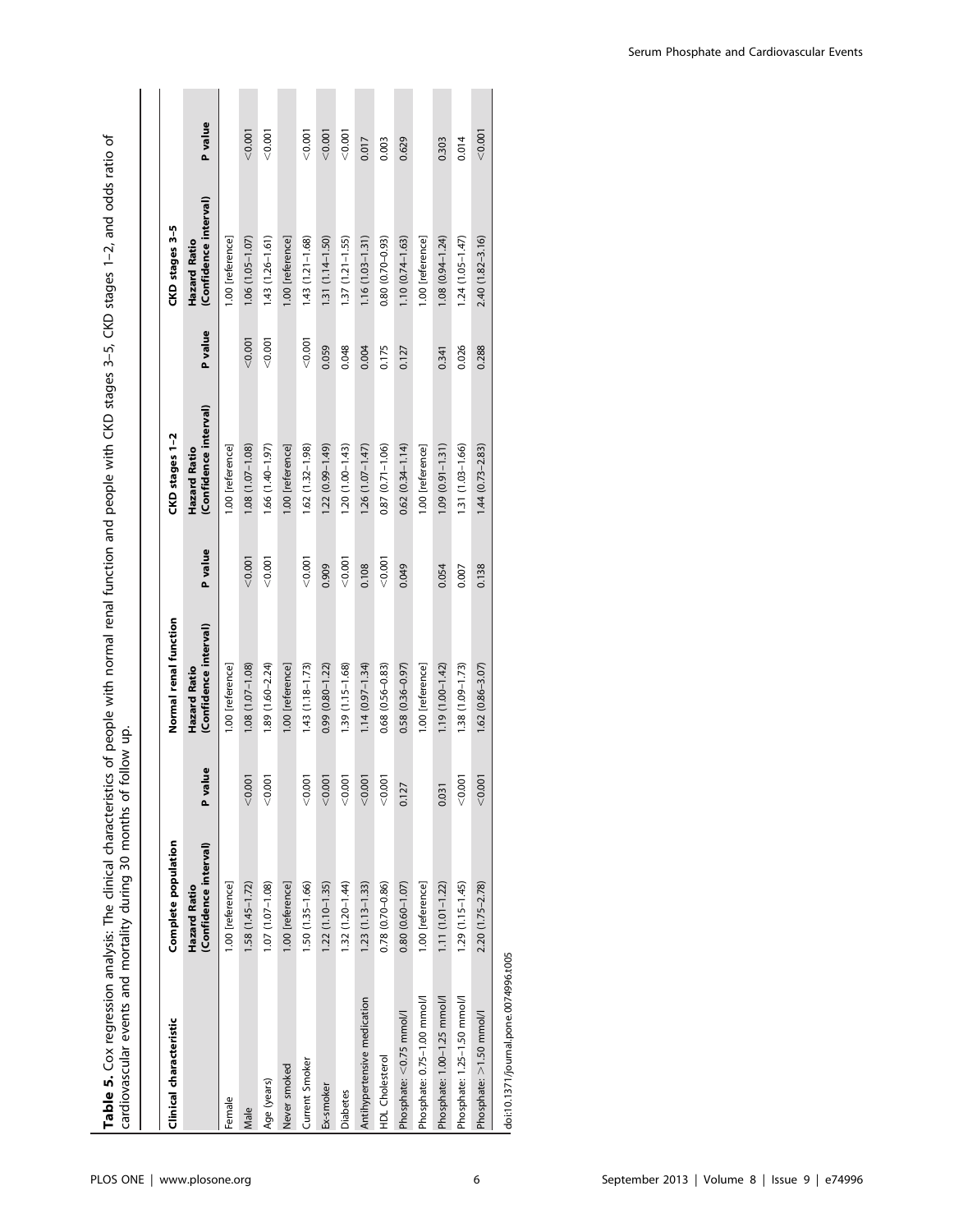**Table 5.** Cox regression analysis: The clinical characteristics of people with normal renal function and people with CKD stages 3–5, CKD stages 1–2, and odds ratio of cardiovascular events and mortality during 30 months of follow up.

| Clinical characteristic | Complete population | | Normal renal function | | CKD stages 1–2 | | CKD stages 3–5 | |
|---|---|---|---|---|---|---|---|---|
| | Hazard Ratio (Confidence interval) | P value | Hazard Ratio (Confidence interval) | P value | Hazard Ratio (Confidence interval) | P value | Hazard Ratio (Confidence interval) | P value |
| Female | 1.00 [reference] | | 1.00 [reference] | | 1.00 [reference] | | 1.00 [reference] | |
| Male | 1.58 (1.45–1.72) | <0.001 | 1.08 (1.07–1.08) | <0.001 | 1.08 (1.07–1.08) | <0.001 | 1.06 (1.05–1.07) | <0.001 |
| Age (years) | 1.07 (1.07–1.08) | <0.001 | 1.89 (1.60–2.24) | <0.001 | 1.66 (1.40–1.97) | <0.001 | 1.43 (1.26–1.61) | <0.001 |
| Never smoked | 1.00 [reference] | | 1.00 [reference] | | 1.00 [reference] | | 1.00 [reference] | |
| Current Smoker | 1.50 (1.35–1.66) | <0.001 | 1.43 (1.18–1.73) | <0.001 | 1.62 (1.32–1.98) | <0.001 | 1.43 (1.21–1.68) | <0.001 |
| Ex-smoker | 1.22 (1.10–1.35) | <0.001 | 0.99 (0.80–1.22) | 0.909 | 1.22 (0.99–1.49) | 0.059 | 1.31 (1.14–1.50) | <0.001 |
| Diabetes | 1.32 (1.20–1.44) | <0.001 | 1.39 (1.15–1.68) | <0.001 | 1.20 (1.00–1.43) | 0.048 | 1.37 (1.21–1.55) | <0.001 |
| Antihypertensive medication | 1.23 (1.13–1.33) | <0.001 | 1.14 (0.97–1.34) | 0.108 | 1.26 (1.07–1.47) | 0.004 | 1.16 (1.03–1.31) | 0.017 |
| HDL Cholesterol | 0.78 (0.70–0.86) | <0.001 | 0.68 (0.56–0.83) | <0.001 | 0.87 (0.71–1.06) | 0.175 | 0.80 (0.70–0.93) | 0.003 |
| Phosphate: <0.75 mmol/l | 0.80 (0.60–1.07) | 0.127 | 0.58 (0.36–0.97) | 0.049 | 0.62 (0.34–1.14) | 0.127 | 1.10 (0.74–1.63) | 0.629 |
| Phosphate: 0.75–1.00 mmol/l | 1.00 [reference] | | 1.00 [reference] | | 1.00 [reference] | | 1.00 [reference] | |
| Phosphate: 1.00–1.25 mmol/l | 1.11 (1.01–1.22) | 0.031 | 1.19 (1.00–1.42) | 0.054 | 1.09 (0.91–1.31) | 0.341 | 1.08 (0.94–1.24) | 0.303 |
| Phosphate: 1.25–1.50 mmol/l | 1.29 (1.15–1.45) | <0.001 | 1.38 (1.09–1.73) | 0.007 | 1.31 (1.03–1.66) | 0.026 | 1.24 (1.05–1.47) | 0.014 |
| Phosphate: >1.50 mmol/l | 2.20 (1.75–2.78) | <0.001 | 1.62 (0.86–3.07) | 0.138 | 1.44 (0.73–2.83) | 0.288 | 2.40 (1.82–3.16) | <0.001 |

doi:10.1371/journal.pone.0074996.t005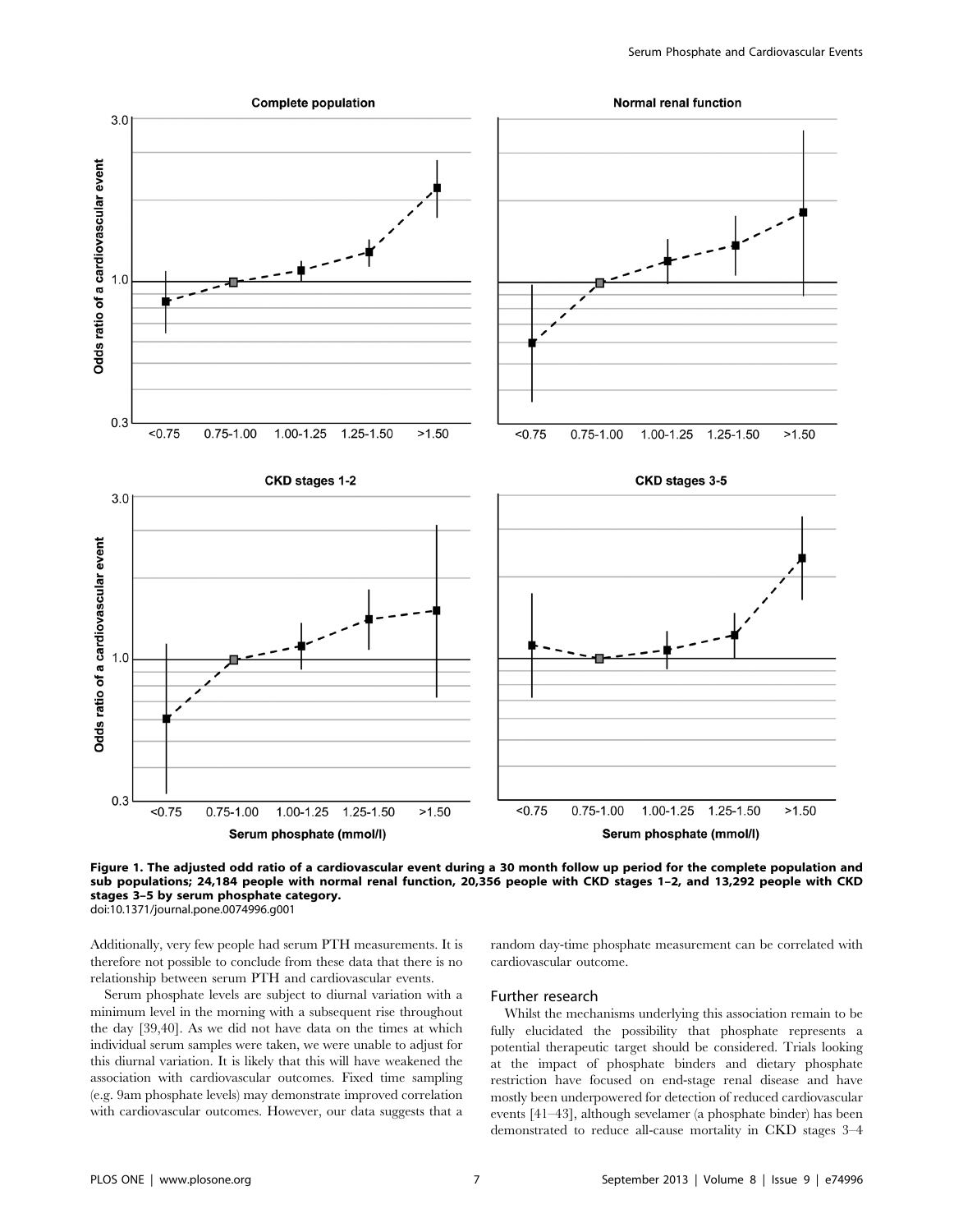**Figure 1. The adjusted odd ratio of a cardiovascular event during a 30 month follow up period for the complete population and sub populations; 24,184 people with normal renal function, 20,356 people with CKD stages 1–2, and 13,292 people with CKD stages 3–5 by serum phosphate category.**
doi:10.1371/journal.pone.0074996.g001

Additionally, very few people had serum PTH measurements. It is therefore not possible to conclude from these data that there is no relationship between serum PTH and cardiovascular events.

Serum phosphate levels are subject to diurnal variation with a minimum level in the morning with a subsequent rise throughout the day [39,40]. As we did not have data on the times at which individual serum samples were taken, we were unable to adjust for this diurnal variation. It is likely that this will have weakened the association with cardiovascular outcomes. Fixed time sampling (e.g. 9am phosphate levels) may demonstrate improved correlation with cardiovascular outcomes. However, our data suggests that a random day-time phosphate measurement can be correlated with cardiovascular outcome.

## Further research

Whilst the mechanisms underlying this association remain to be fully elucidated the possibility that phosphate represents a potential therapeutic target should be considered. Trials looking at the impact of phosphate binders and dietary phosphate restriction have focused on end-stage renal disease and have mostly been underpowered for detection of reduced cardiovascular events [41–43], although sevelamer (a phosphate binder) has been demonstrated to reduce all-cause mortality in CKD stages 3–4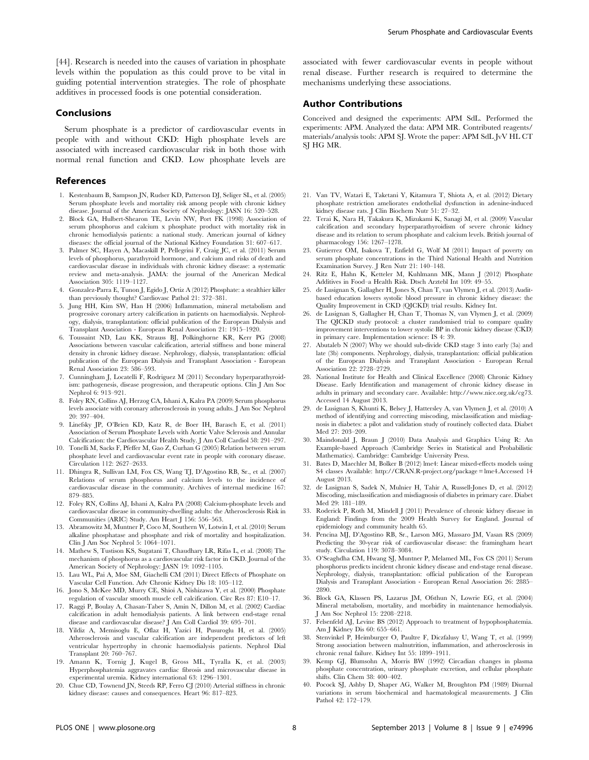[44]. Research is needed into the causes of variation in phosphate levels within the population as this could prove to be vital in guiding potential intervention strategies. The role of phosphate additives in processed foods is one potential consideration.

## Conclusions

Serum phosphate is a predictor of cardiovascular events in people with and without CKD: High phosphate levels are associated with increased cardiovascular risk in both those with normal renal function and CKD. Low phosphate levels are associated with fewer cardiovascular events in people without renal disease. Further research is required to determine the mechanisms underlying these associations.

## Author Contributions

Conceived and designed the experiments: APM SdL. Performed the experiments: APM. Analyzed the data: APM MR. Contributed reagents/materials/analysis tools: APM SJ. Wrote the paper: APM SdL JvV HL CT SJ HG MR.

## References

1. Kestenbaum B, Sampson JN, Rudser KD, Patterson DJ, Seliger SL, et al. (2005) Serum phosphate levels and mortality risk among people with chronic kidney disease. Journal of the American Society of Nephrology: JASN 16: 520–528.
2. Block GA, Hulbert-Shearon TE, Levin NW, Port FK (1998) Association of serum phosphorus and calcium x phosphate product with mortality risk in chronic hemodialysis patients: a national study. American journal of kidney diseases: the official journal of the National Kidney Foundation 31: 607–617.
3. Palmer SC, Hayen A, Macaskill P, Pellegrini F, Craig JC, et al. (2011) Serum levels of phosphorus, parathyroid hormone, and calcium and risks of death and cardiovascular disease in individuals with chronic kidney disease: a systematic review and meta-analysis. JAMA: the journal of the American Medical Association 305: 1119–1127.
4. Gonzalez-Parra E, Tunon J, Egido J, Ortiz A (2012) Phosphate: a stealthier killer than previously thought? Cardiovasc Pathol 21: 372–381.
5. Jung HH, Kim SW, Han H (2006) Inflammation, mineral metabolism and progressive coronary artery calcification in patients on haemodialysis. Nephrology, dialysis, transplantation: official publication of the European Dialysis and Transplant Association - European Renal Association 21: 1915–1920.
6. Toussaint ND, Lau KK, Strauss BJ, Polkinghorne KR, Kerr PG (2008) Associations between vascular calcification, arterial stiffness and bone mineral density in chronic kidney disease. Nephrology, dialysis, transplantation: official publication of the European Dialysis and Transplant Association - European Renal Association 23: 586–593.
7. Cunningham J, Locatelli F, Rodriguez M (2011) Secondary hyperparathyroidism: pathogenesis, disease progression, and therapeutic options. Clin J Am Soc Nephrol 6: 913–921.
8. Foley RN, Collins AJ, Herzog CA, Ishani A, Kalra PA (2009) Serum phosphorus levels associate with coronary atherosclerosis in young adults. J Am Soc Nephrol 20: 397–404.
9. Linefsky JP, O'Brien KD, Katz R, de Boer IH, Barasch E, et al. (2011) Association of Serum Phosphate Levels with Aortic Valve Sclerosis and Annular Calcification: the Cardiovascular Health Study. J Am Coll Cardiol 58: 291–297.
10. Tonelli M, Sacks F, Pfeffer M, Gao Z, Curhan G (2005) Relation between serum phosphate level and cardiovascular event rate in people with coronary disease. Circulation 112: 2627–2633.
11. Dhingra R, Sullivan LM, Fox CS, Wang TJ, D'Agostino RB, Sr., et al. (2007) Relations of serum phosphorus and calcium levels to the incidence of cardiovascular disease in the community. Archives of internal medicine 167: 879–885.
12. Foley RN, Collins AJ, Ishani A, Kalra PA (2008) Calcium-phosphate levels and cardiovascular disease in community-dwelling adults: the Atherosclerosis Risk in Communities (ARIC) Study. Am Heart J 156: 556–563.
13. Abramowitz M, Muntner P, Coco M, Southern W, Lotwin I, et al. (2010) Serum alkaline phosphatase and phosphate and risk of mortality and hospitalization. Clin J Am Soc Nephrol 5: 1064–1071.
14. Mathew S, Tustison KS, Sugatani T, Chaudhary LR, Rifas L, et al. (2008) The mechanism of phosphorus as a cardiovascular risk factor in CKD. Journal of the American Society of Nephrology: JASN 19: 1092–1105.
15. Lau WL, Pai A, Moe SM, Giachelli CM (2011) Direct Effects of Phosphate on Vascular Cell Function. Adv Chronic Kidney Dis 18: 105–112.
16. Jono S, McKee MD, Murry CE, Shioi A, Nishizawa Y, et al. (2000) Phosphate regulation of vascular smooth muscle cell calcification. Circ Res 87: E10–17.
17. Raggi P, Boulay A, Chasan-Taber S, Amin N, Dillon M, et al. (2002) Cardiac calcification in adult hemodialysis patients. A link between end-stage renal disease and cardiovascular disease? J Am Coll Cardiol 39: 695–701.
18. Yildiz A, Memisoglu E, Oflaz H, Yazici H, Pusuroglu H, et al. (2005) Atherosclerosis and vascular calcification are independent predictors of left ventricular hypertrophy in chronic haemodialysis patients. Nephrol Dial Transplant 20: 760–767.
19. Amann K, Tornig J, Kugel B, Gross ML, Tyralla K, et al. (2003) Hyperphosphatemia aggravates cardiac fibrosis and microvascular disease in experimental uremia. Kidney international 63: 1296–1301.
20. Chue CD, Townend JN, Steeds RP, Ferro CJ (2010) Arterial stiffness in chronic kidney disease: causes and consequences. Heart 96: 817–823.
21. Van TV, Watari E, Taketani Y, Kitamura T, Shiota A, et al. (2012) Dietary phosphate restriction ameliorates endothelial dysfunction in adenine-induced kidney disease rats. J Clin Biochem Nutr 51: 27–32.
22. Terai K, Nara H, Takakura K, Mizukami K, Sanagi M, et al. (2009) Vascular calcification and secondary hyperparathyroidism of severe chronic kidney disease and its relation to serum phosphate and calcium levels. British journal of pharmacology 156: 1267–1278.
23. Gutierrez OM, Isakova T, Enfield G, Wolf M (2011) Impact of poverty on serum phosphate concentrations in the Third National Health and Nutrition Examination Survey. J Ren Nutr 21: 140–148.
24. Ritz E, Hahn K, Ketteler M, Kuhlmann MK, Mann J (2012) Phosphate Additives in Food–a Health Risk. Dtsch Arztebl Int 109: 49–55.
25. de Lusignan S, Gallagher H, Jones S, Chan T, van Vlymen J, et al. (2013) Audit-based education lowers systolic blood pressure in chronic kidney disease: the Quality Improvement in CKD (QICKD) trial results. Kidney Int.
26. de Lusignan S, Gallagher H, Chan T, Thomas N, van Vlymen J, et al. (2009) The QICKD study protocol: a cluster randomised trial to compare quality improvement interventions to lower systolic BP in chronic kidney disease (CKD) in primary care. Implementation science: IS 4: 39.
27. Abutaleb N (2007) Why we should sub-divide CKD stage 3 into early (3a) and late (3b) components. Nephrology, dialysis, transplantation: official publication of the European Dialysis and Transplant Association - European Renal Association 22: 2728–2729.
28. National Institute for Health and Clinical Excellence (2008) Chronic Kidney Disease. Early Identification and management of chronic kidney disease in adults in primary and secondary care. Available: http://www.nice.org.uk/cg73. Accessed 14 August 2013.
29. de Lusignan S, Khunti K, Belsey J, Hattersley A, van Vlymen J, et al. (2010) A method of identifying and correcting miscoding, misclassification and misdiagnosis in diabetes: a pilot and validation study of routinely collected data. Diabet Med 27: 203–209.
30. Maindonald J, Braun J (2010) Data Analysis and Graphics Using R: An Example-based Approach (Cambridge Series in Statistical and Probabilistic Mathematics). Cambridge: Cambridge University Press.
31. Bates D, Maechler M, Bolker B (2012) lme4: Linear mixed-effects models using S4 classes Available: http://CRAN.R-project.org/package=lme4.Accessed 14 August 2013.
32. de Lusignan S, Sadek N, Mulnier H, Tahir A, Russell-Jones D, et al. (2012) Miscoding, misclassification and misdiagnosis of diabetes in primary care. Diabet Med 29: 181–189.
33. Roderick P, Roth M, Mindell J (2011) Prevalence of chronic kidney disease in England: Findings from the 2009 Health Survey for England. Journal of epidemiology and community health 65.
34. Pencina MJ, D'Agostino RB, Sr., Larson MG, Massaro JM, Vasan RS (2009) Predicting the 30-year risk of cardiovascular disease: the framingham heart study. Circulation 119: 3078–3084.
35. O'Seaghdha CM, Hwang SJ, Muntner P, Melamed ML, Fox CS (2011) Serum phosphorus predicts incident chronic kidney disease and end-stage renal disease. Nephrology, dialysis, transplantation: official publication of the European Dialysis and Transplant Association - European Renal Association 26: 2885–2890.
36. Block GA, Klassen PS, Lazarus JM, Ofsthun N, Lowrie EG, et al. (2004) Mineral metabolism, mortality, and morbidity in maintenance hemodialysis. J Am Soc Nephrol 15: 2208–2218.
37. Felsenfeld AJ, Levine BS (2012) Approach to treatment of hypophosphatemia. Am J Kidney Dis 60: 655–661.
38. Stenvinkel P, Heimburger O, Paultre F, Diczfalusy U, Wang T, et al. (1999) Strong association between malnutrition, inflammation, and atherosclerosis in chronic renal failure. Kidney Int 55: 1899–1911.
39. Kemp GJ, Blumsohn A, Morris BW (1992) Circadian changes in plasma phosphate concentration, urinary phosphate excretion, and cellular phosphate shifts. Clin Chem 38: 400–402.
40. Pocock SJ, Ashby D, Shaper AG, Walker M, Broughton PM (1989) Diurnal variations in serum biochemical and haematological measurements. J Clin Pathol 42: 172–179.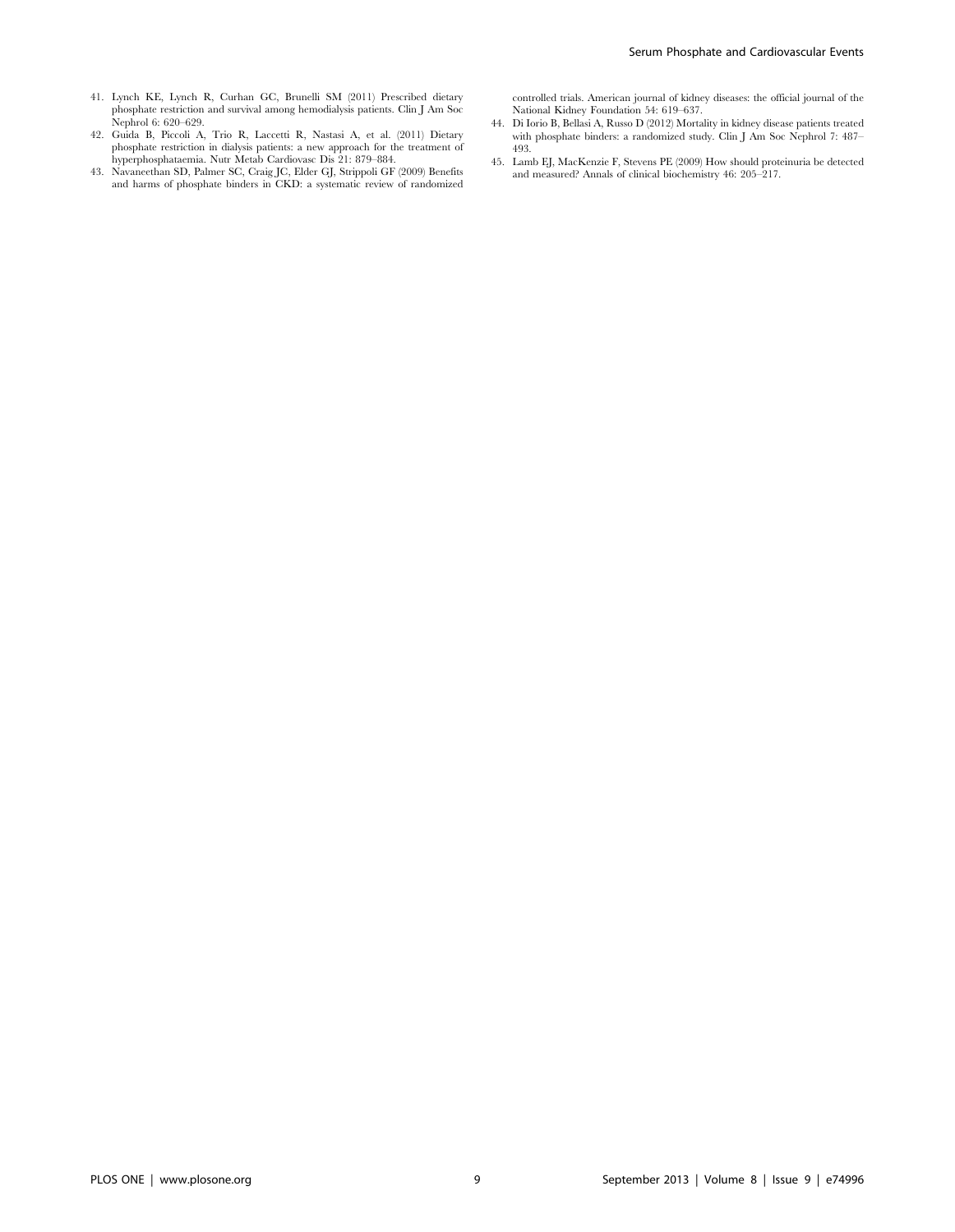41. Lynch KE, Lynch R, Curhan GC, Brunelli SM (2011) Prescribed dietary phosphate restriction and survival among hemodialysis patients. Clin J Am Soc Nephrol 6: 620–629.
42. Guida B, Piccoli A, Trio R, Laccetti R, Nastasi A, et al. (2011) Dietary phosphate restriction in dialysis patients: a new approach for the treatment of hyperphosphataemia. Nutr Metab Cardiovasc Dis 21: 879–884.
43. Navaneethan SD, Palmer SC, Craig JC, Elder GJ, Strippoli GF (2009) Benefits and harms of phosphate binders in CKD: a systematic review of randomized controlled trials. American journal of kidney diseases: the official journal of the National Kidney Foundation 54: 619–637.
44. Di Iorio B, Bellasi A, Russo D (2012) Mortality in kidney disease patients treated with phosphate binders: a randomized study. Clin J Am Soc Nephrol 7: 487–493.
45. Lamb EJ, MacKenzie F, Stevens PE (2009) How should proteinuria be detected and measured? Annals of clinical biochemistry 46: 205–217.